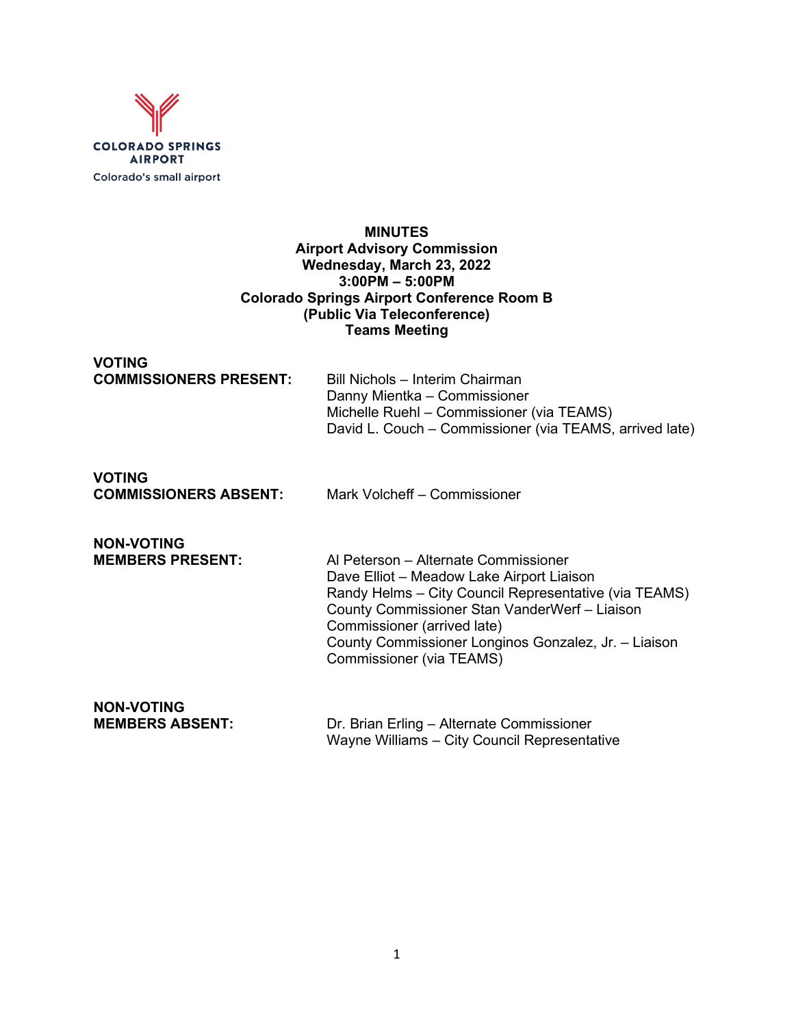COLORADO SPRINGS AIRPORT
Colorado's small airport

**MINUTES**
**Airport Advisory Commission**
**Wednesday, March 23, 2022**
**3:00PM – 5:00PM**
**Colorado Springs Airport Conference Room B**
**(Public Via Teleconference)**
**Teams Meeting**

**VOTING COMMISSIONERS PRESENT:**

Bill Nichols – Interim Chairman
Danny Mientka – Commissioner
Michelle Ruehl – Commissioner (via TEAMS)
David L. Couch – Commissioner (via TEAMS, arrived late)

**VOTING COMMISSIONERS ABSENT:**

Mark Volcheff – Commissioner

**NON-VOTING MEMBERS PRESENT:**

Al Peterson – Alternate Commissioner
Dave Elliot – Meadow Lake Airport Liaison
Randy Helms – City Council Representative (via TEAMS)
County Commissioner Stan VanderWerf – Liaison Commissioner (arrived late)
County Commissioner Longinos Gonzalez, Jr. – Liaison Commissioner (via TEAMS)

**NON-VOTING MEMBERS ABSENT:**

Dr. Brian Erling – Alternate Commissioner
Wayne Williams – City Council Representative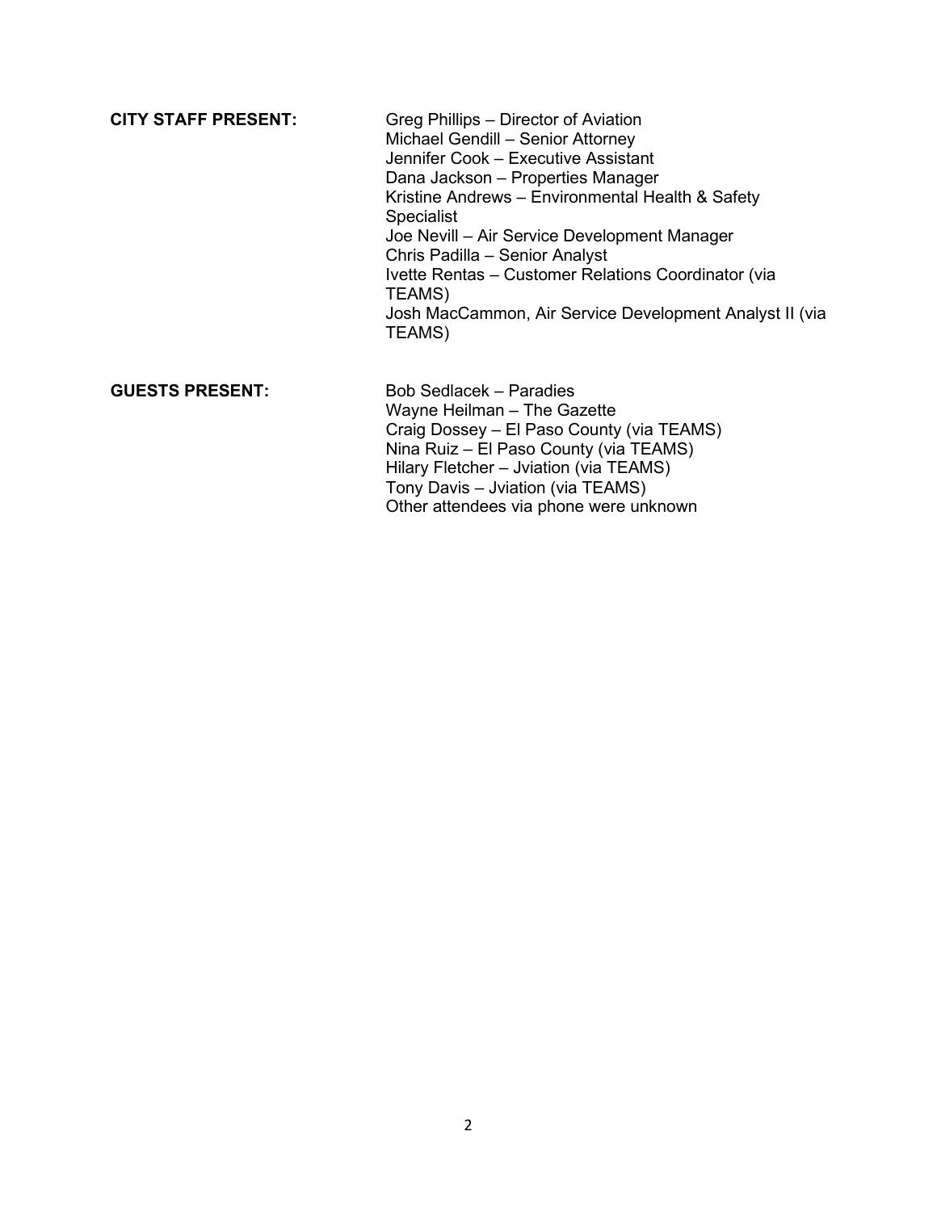**CITY STAFF PRESENT:**

Greg Phillips – Director of Aviation
Michael Gendill – Senior Attorney
Jennifer Cook – Executive Assistant
Dana Jackson – Properties Manager
Kristine Andrews – Environmental Health & Safety Specialist
Joe Nevill – Air Service Development Manager
Chris Padilla – Senior Analyst
Ivette Rentas – Customer Relations Coordinator (via TEAMS)
Josh MacCammon, Air Service Development Analyst II (via TEAMS)

**GUESTS PRESENT:**

Bob Sedlacek – Paradies
Wayne Heilman – The Gazette
Craig Dossey – El Paso County (via TEAMS)
Nina Ruiz – El Paso County (via TEAMS)
Hilary Fletcher – Jviation (via TEAMS)
Tony Davis – Jviation (via TEAMS)
Other attendees via phone were unknown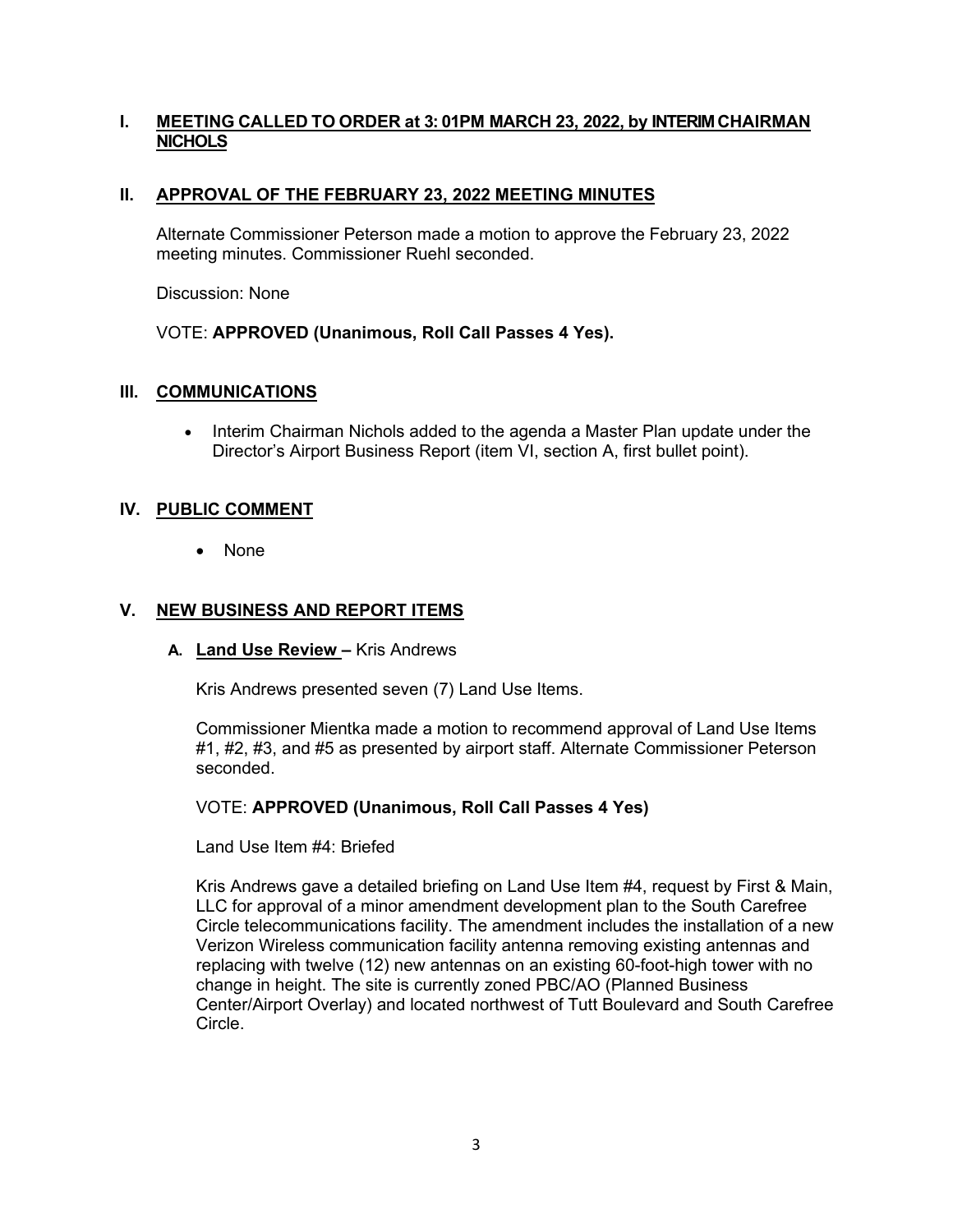## I. MEETING CALLED TO ORDER at 3: 01PM MARCH 23, 2022, by INTERIM CHAIRMAN NICHOLS

## II. APPROVAL OF THE FEBRUARY 23, 2022 MEETING MINUTES

Alternate Commissioner Peterson made a motion to approve the February 23, 2022 meeting minutes. Commissioner Ruehl seconded.

Discussion: None

VOTE: **APPROVED (Unanimous, Roll Call Passes 4 Yes).**

## III. COMMUNICATIONS

- Interim Chairman Nichols added to the agenda a Master Plan update under the Director's Airport Business Report (item VI, section A, first bullet point).

## IV. PUBLIC COMMENT

- None

## V. NEW BUSINESS AND REPORT ITEMS

### A. Land Use Review – Kris Andrews

Kris Andrews presented seven (7) Land Use Items.

Commissioner Mientka made a motion to recommend approval of Land Use Items #1, #2, #3, and #5 as presented by airport staff. Alternate Commissioner Peterson seconded.

VOTE: **APPROVED (Unanimous, Roll Call Passes 4 Yes)**

Land Use Item #4: Briefed

Kris Andrews gave a detailed briefing on Land Use Item #4, request by First & Main, LLC for approval of a minor amendment development plan to the South Carefree Circle telecommunications facility. The amendment includes the installation of a new Verizon Wireless communication facility antenna removing existing antennas and replacing with twelve (12) new antennas on an existing 60-foot-high tower with no change in height. The site is currently zoned PBC/AO (Planned Business Center/Airport Overlay) and located northwest of Tutt Boulevard and South Carefree Circle.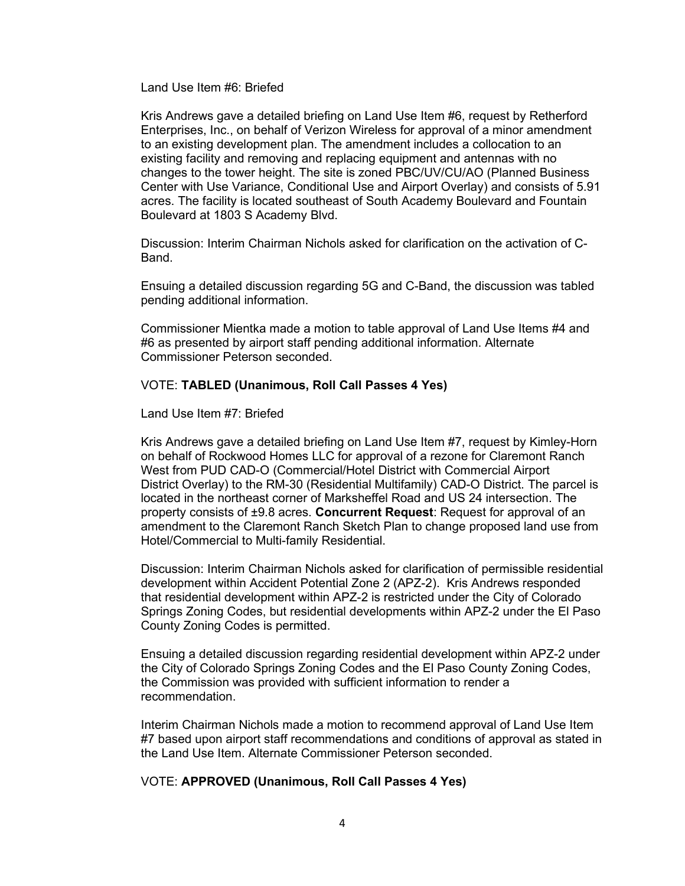Land Use Item #6: Briefed

Kris Andrews gave a detailed briefing on Land Use Item #6, request by Retherford Enterprises, Inc., on behalf of Verizon Wireless for approval of a minor amendment to an existing development plan. The amendment includes a collocation to an existing facility and removing and replacing equipment and antennas with no changes to the tower height. The site is zoned PBC/UV/CU/AO (Planned Business Center with Use Variance, Conditional Use and Airport Overlay) and consists of 5.91 acres. The facility is located southeast of South Academy Boulevard and Fountain Boulevard at 1803 S Academy Blvd.

Discussion: Interim Chairman Nichols asked for clarification on the activation of C-Band.

Ensuing a detailed discussion regarding 5G and C-Band, the discussion was tabled pending additional information.

Commissioner Mientka made a motion to table approval of Land Use Items #4 and #6 as presented by airport staff pending additional information. Alternate Commissioner Peterson seconded.

VOTE: **TABLED (Unanimous, Roll Call Passes 4 Yes)**

Land Use Item #7: Briefed

Kris Andrews gave a detailed briefing on Land Use Item #7, request by Kimley-Horn on behalf of Rockwood Homes LLC for approval of a rezone for Claremont Ranch West from PUD CAD-O (Commercial/Hotel District with Commercial Airport District Overlay) to the RM-30 (Residential Multifamily) CAD-O District. The parcel is located in the northeast corner of Marksheffel Road and US 24 intersection. The property consists of ±9.8 acres. **Concurrent Request**: Request for approval of an amendment to the Claremont Ranch Sketch Plan to change proposed land use from Hotel/Commercial to Multi-family Residential.

Discussion: Interim Chairman Nichols asked for clarification of permissible residential development within Accident Potential Zone 2 (APZ-2). Kris Andrews responded that residential development within APZ-2 is restricted under the City of Colorado Springs Zoning Codes, but residential developments within APZ-2 under the El Paso County Zoning Codes is permitted.

Ensuing a detailed discussion regarding residential development within APZ-2 under the City of Colorado Springs Zoning Codes and the El Paso County Zoning Codes, the Commission was provided with sufficient information to render a recommendation.

Interim Chairman Nichols made a motion to recommend approval of Land Use Item #7 based upon airport staff recommendations and conditions of approval as stated in the Land Use Item. Alternate Commissioner Peterson seconded.

VOTE: **APPROVED (Unanimous, Roll Call Passes 4 Yes)**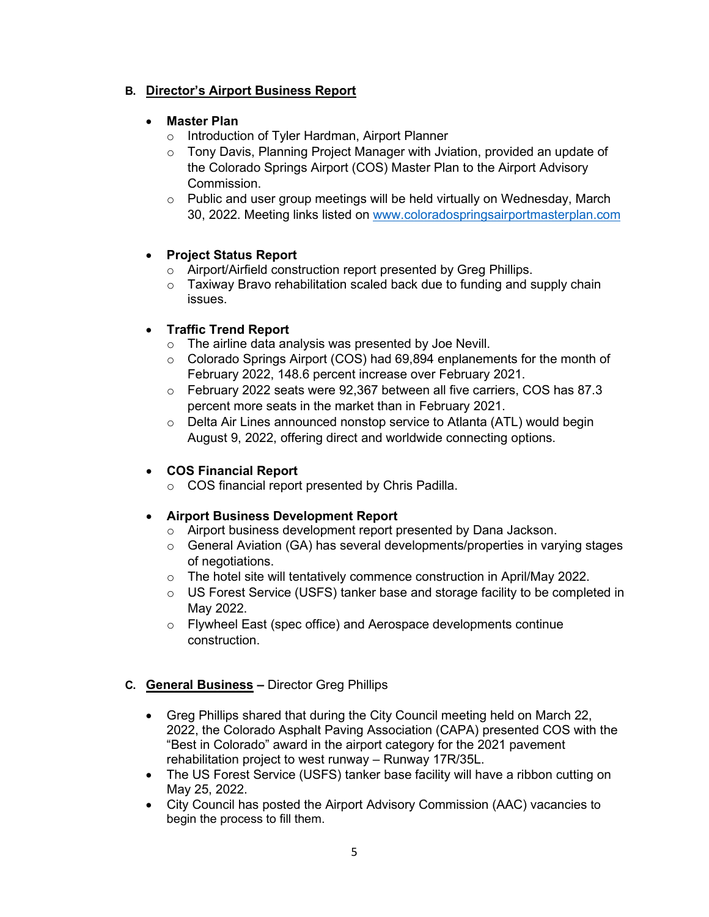## B. Director's Airport Business Report

- **Master Plan**
  - Introduction of Tyler Hardman, Airport Planner
  - Tony Davis, Planning Project Manager with Jviation, provided an update of the Colorado Springs Airport (COS) Master Plan to the Airport Advisory Commission.
  - Public and user group meetings will be held virtually on Wednesday, March 30, 2022. Meeting links listed on www.coloradospringsairportmasterplan.com

- **Project Status Report**
  - Airport/Airfield construction report presented by Greg Phillips.
  - Taxiway Bravo rehabilitation scaled back due to funding and supply chain issues.

- **Traffic Trend Report**
  - The airline data analysis was presented by Joe Nevill.
  - Colorado Springs Airport (COS) had 69,894 enplanements for the month of February 2022, 148.6 percent increase over February 2021.
  - February 2022 seats were 92,367 between all five carriers, COS has 87.3 percent more seats in the market than in February 2021.
  - Delta Air Lines announced nonstop service to Atlanta (ATL) would begin August 9, 2022, offering direct and worldwide connecting options.

- **COS Financial Report**
  - COS financial report presented by Chris Padilla.

- **Airport Business Development Report**
  - Airport business development report presented by Dana Jackson.
  - General Aviation (GA) has several developments/properties in varying stages of negotiations.
  - The hotel site will tentatively commence construction in April/May 2022.
  - US Forest Service (USFS) tanker base and storage facility to be completed in May 2022.
  - Flywheel East (spec office) and Aerospace developments continue construction.

## C. General Business – Director Greg Phillips

- Greg Phillips shared that during the City Council meeting held on March 22, 2022, the Colorado Asphalt Paving Association (CAPA) presented COS with the "Best in Colorado" award in the airport category for the 2021 pavement rehabilitation project to west runway – Runway 17R/35L.
- The US Forest Service (USFS) tanker base facility will have a ribbon cutting on May 25, 2022.
- City Council has posted the Airport Advisory Commission (AAC) vacancies to begin the process to fill them.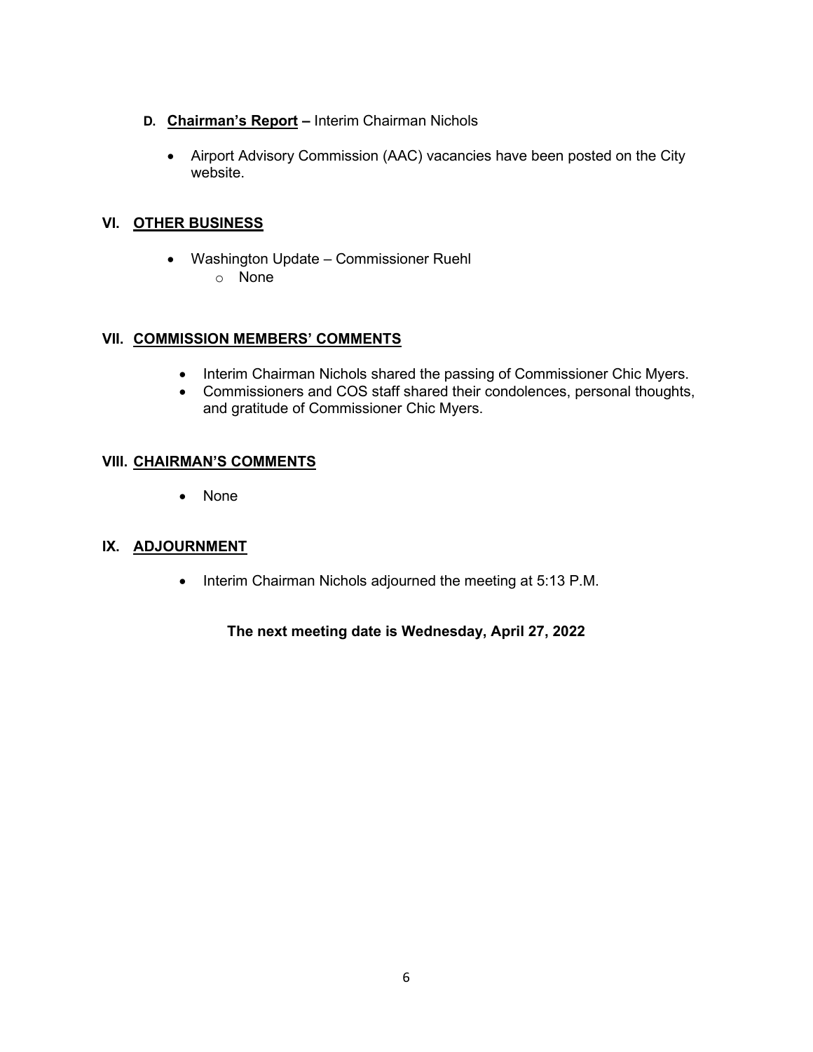**D. Chairman's Report –** Interim Chairman Nichols

- Airport Advisory Commission (AAC) vacancies have been posted on the City website.

## VI. OTHER BUSINESS

- Washington Update – Commissioner Ruehl
  - None

## VII. COMMISSION MEMBERS' COMMENTS

- Interim Chairman Nichols shared the passing of Commissioner Chic Myers.
- Commissioners and COS staff shared their condolences, personal thoughts, and gratitude of Commissioner Chic Myers.

## VIII. CHAIRMAN'S COMMENTS

- None

## IX. ADJOURNMENT

- Interim Chairman Nichols adjourned the meeting at 5:13 P.M.

**The next meeting date is Wednesday, April 27, 2022**